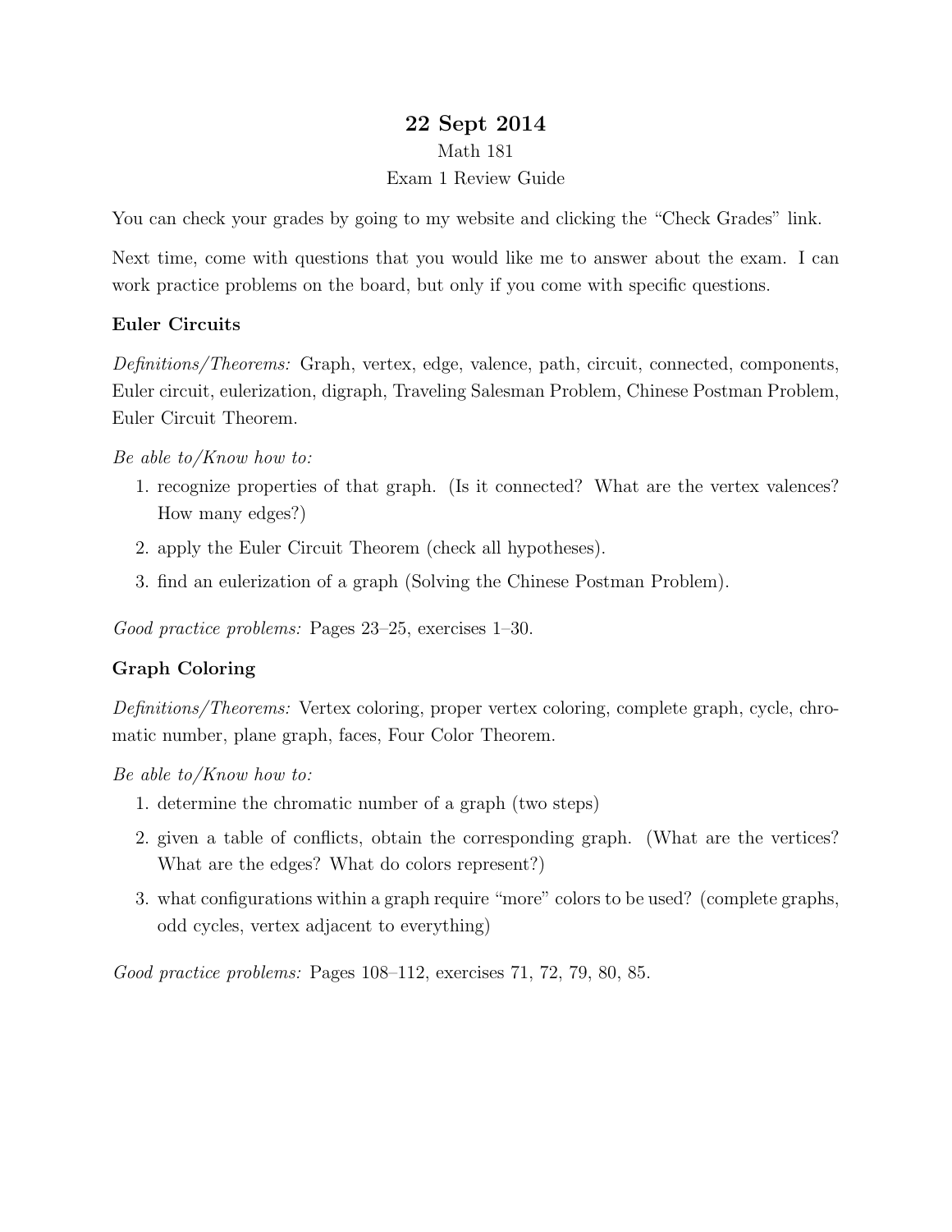# 22 Sept 2014

Math 181

Exam 1 Review Guide

You can check your grades by going to my website and clicking the "Check Grades" link.

Next time, come with questions that you would like me to answer about the exam. I can work practice problems on the board, but only if you come with specific questions.

### Euler Circuits

*Definitions/Theorems:* Graph, vertex, edge, valence, path, circuit, connected, components, Euler circuit, eulerization, digraph, Traveling Salesman Problem, Chinese Postman Problem, Euler Circuit Theorem.

*Be able to/Know how to:*

1. recognize properties of that graph. (Is it connected? What are the vertex valences? How many edges?)
2. apply the Euler Circuit Theorem (check all hypotheses).
3. find an eulerization of a graph (Solving the Chinese Postman Problem).

*Good practice problems:* Pages 23–25, exercises 1–30.

### Graph Coloring

*Definitions/Theorems:* Vertex coloring, proper vertex coloring, complete graph, cycle, chromatic number, plane graph, faces, Four Color Theorem.

*Be able to/Know how to:*

1. determine the chromatic number of a graph (two steps)
2. given a table of conflicts, obtain the corresponding graph. (What are the vertices? What are the edges? What do colors represent?)
3. what configurations within a graph require "more" colors to be used? (complete graphs, odd cycles, vertex adjacent to everything)

*Good practice problems:* Pages 108–112, exercises 71, 72, 79, 80, 85.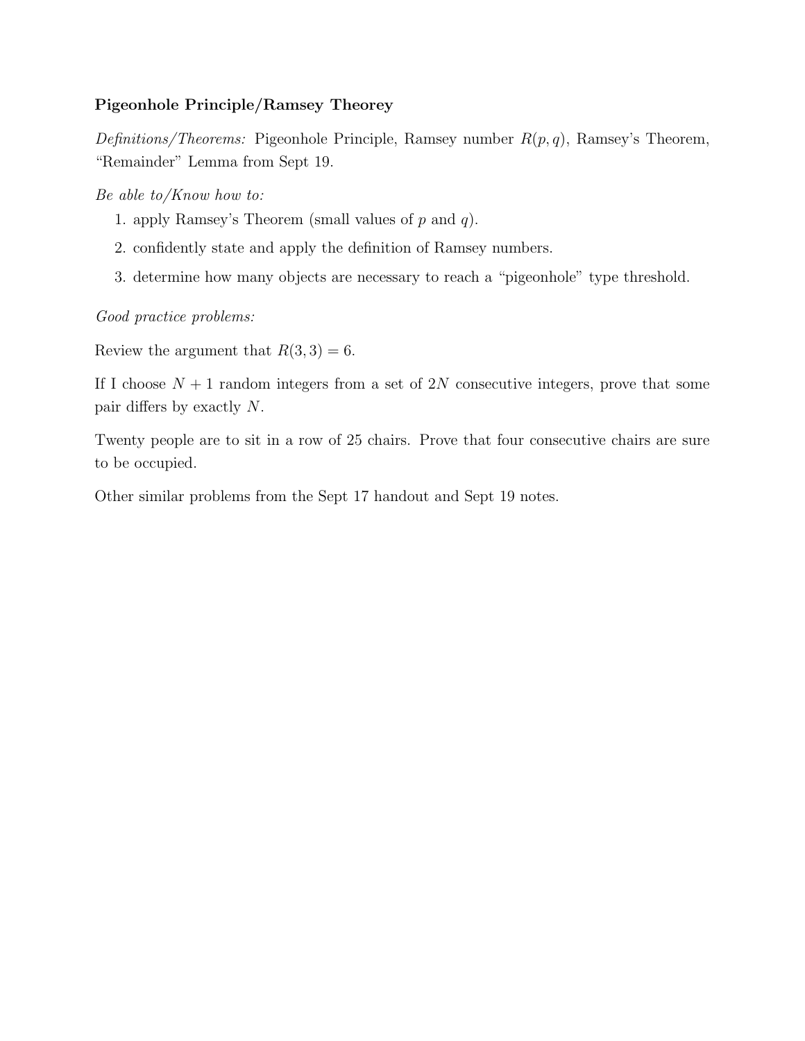**Pigeonhole Principle/Ramsey Theorey**

*Definitions/Theorems:* Pigeonhole Principle, Ramsey number $R(p, q)$, Ramsey's Theorem, "Remainder" Lemma from Sept 19.

*Be able to/Know how to:*

1. apply Ramsey's Theorem (small values of $p$ and $q$).
2. confidently state and apply the definition of Ramsey numbers.
3. determine how many objects are necessary to reach a "pigeonhole" type threshold.

*Good practice problems:*

Review the argument that $R(3, 3) = 6$.

If I choose $N + 1$ random integers from a set of $2N$ consecutive integers, prove that some pair differs by exactly $N$.

Twenty people are to sit in a row of 25 chairs. Prove that four consecutive chairs are sure to be occupied.

Other similar problems from the Sept 17 handout and Sept 19 notes.